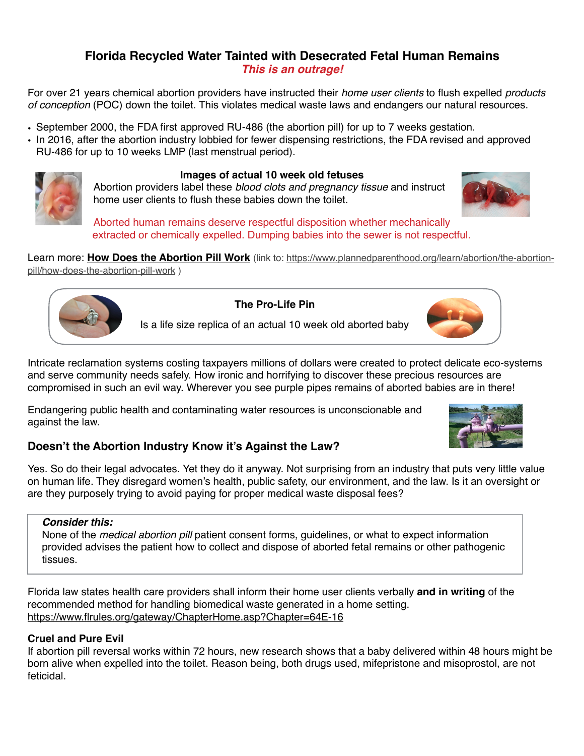## Florida Recycled Water Tainted with Desecrated Fetal Human Remains

***This is an outrage!***

For over 21 years chemical abortion providers have instructed their *home user clients* to flush expelled *products of conception* (POC) down the toilet. This violates medical waste laws and endangers our natural resources.

- September 2000, the FDA first approved RU-486 (the abortion pill) for up to 7 weeks gestation.
- In 2016, after the abortion industry lobbied for fewer dispensing restrictions, the FDA revised and approved RU-486 for up to 10 weeks LMP (last menstrual period).

**Images of actual 10 week old fetuses**

Abortion providers label these *blood clots and pregnancy tissue* and instruct home user clients to flush these babies down the toilet.

Aborted human remains deserve respectful disposition whether mechanically extracted or chemically expelled. Dumping babies into the sewer is not respectful.

Learn more: **How Does the Abortion Pill Work** (link to: https://www.plannedparenthood.org/learn/abortion/the-abortion-pill/how-does-the-abortion-pill-work )

**The Pro-Life Pin**

Is a life size replica of an actual 10 week old aborted baby

Intricate reclamation systems costing taxpayers millions of dollars were created to protect delicate eco-systems and serve community needs safely. How ironic and horrifying to discover these precious resources are compromised in such an evil way. Wherever you see purple pipes remains of aborted babies are in there!

Endangering public health and contaminating water resources is unconscionable and against the law.

### Doesn't the Abortion Industry Know it's Against the Law?

Yes. So do their legal advocates. Yet they do it anyway. Not surprising from an industry that puts very little value on human life. They disregard women's health, public safety, our environment, and the law. Is it an oversight or are they purposely trying to avoid paying for proper medical waste disposal fees?

> ***Consider this:***
> None of the *medical abortion pill* patient consent forms, guidelines, or what to expect information provided advises the patient how to collect and dispose of aborted fetal remains or other pathogenic tissues.

Florida law states health care providers shall inform their home user clients verbally **and in writing** of the recommended method for handling biomedical waste generated in a home setting. https://www.flrules.org/gateway/ChapterHome.asp?Chapter=64E-16

**Cruel and Pure Evil**

If abortion pill reversal works within 72 hours, new research shows that a baby delivered within 48 hours might be born alive when expelled into the toilet. Reason being, both drugs used, mifepristone and misoprostol, are not feticidal.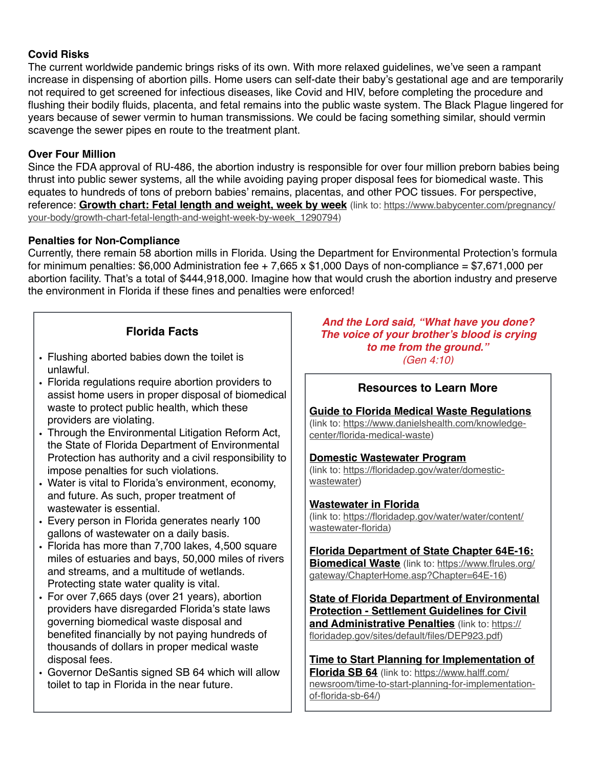### Covid Risks

The current worldwide pandemic brings risks of its own. With more relaxed guidelines, we've seen a rampant increase in dispensing of abortion pills. Home users can self-date their baby's gestational age and are temporarily not required to get screened for infectious diseases, like Covid and HIV, before completing the procedure and flushing their bodily fluids, placenta, and fetal remains into the public waste system. The Black Plague lingered for years because of sewer vermin to human transmissions. We could be facing something similar, should vermin scavenge the sewer pipes en route to the treatment plant.

### Over Four Million

Since the FDA approval of RU-486, the abortion industry is responsible for over four million preborn babies being thrust into public sewer systems, all the while avoiding paying proper disposal fees for biomedical waste. This equates to hundreds of tons of preborn babies' remains, placentas, and other POC tissues. For perspective, reference: **Growth chart: Fetal length and weight, week by week** (link to: https://www.babycenter.com/pregnancy/your-body/growth-chart-fetal-length-and-weight-week-by-week_1290794)

### Penalties for Non-Compliance

Currently, there remain 58 abortion mills in Florida. Using the Department for Environmental Protection's formula for minimum penalties: $6,000 Administration fee + 7,665 x $1,000 Days of non-compliance = $7,671,000 per abortion facility. That's a total of $444,918,000. Imagine how that would crush the abortion industry and preserve the environment in Florida if these fines and penalties were enforced!

### Florida Facts

- Flushing aborted babies down the toilet is unlawful.
- Florida regulations require abortion providers to assist home users in proper disposal of biomedical waste to protect public health, which these providers are violating.
- Through the Environmental Litigation Reform Act, the State of Florida Department of Environmental Protection has authority and a civil responsibility to impose penalties for such violations.
- Water is vital to Florida's environment, economy, and future. As such, proper treatment of wastewater is essential.
- Every person in Florida generates nearly 100 gallons of wastewater on a daily basis.
- Florida has more than 7,700 lakes, 4,500 square miles of estuaries and bays, 50,000 miles of rivers and streams, and a multitude of wetlands. Protecting state water quality is vital.
- For over 7,665 days (over 21 years), abortion providers have disregarded Florida's state laws governing biomedical waste disposal and benefited financially by not paying hundreds of thousands of dollars in proper medical waste disposal fees.
- Governor DeSantis signed SB 64 which will allow toilet to tap in Florida in the near future.

***And the Lord said, "What have you done? The voice of your brother's blood is crying to me from the ground."***
*(Gen 4:10)*

### Resources to Learn More

**Guide to Florida Medical Waste Regulations**
(link to: https://www.danielshealth.com/knowledge-center/florida-medical-waste)

**Domestic Wastewater Program**
(link to: https://floridadep.gov/water/domestic-wastewater)

**Wastewater in Florida**
(link to: https://floridadep.gov/water/water/content/wastewater-florida)

**Florida Department of State Chapter 64E-16: Biomedical Waste** (link to: https://www.flrules.org/gateway/ChapterHome.asp?Chapter=64E-16)

**State of Florida Department of Environmental Protection - Settlement Guidelines for Civil and Administrative Penalties** (link to: https://floridadep.gov/sites/default/files/DEP923.pdf)

**Time to Start Planning for Implementation of Florida SB 64** (link to: https://www.halff.com/newsroom/time-to-start-planning-for-implementation-of-florida-sb-64/)